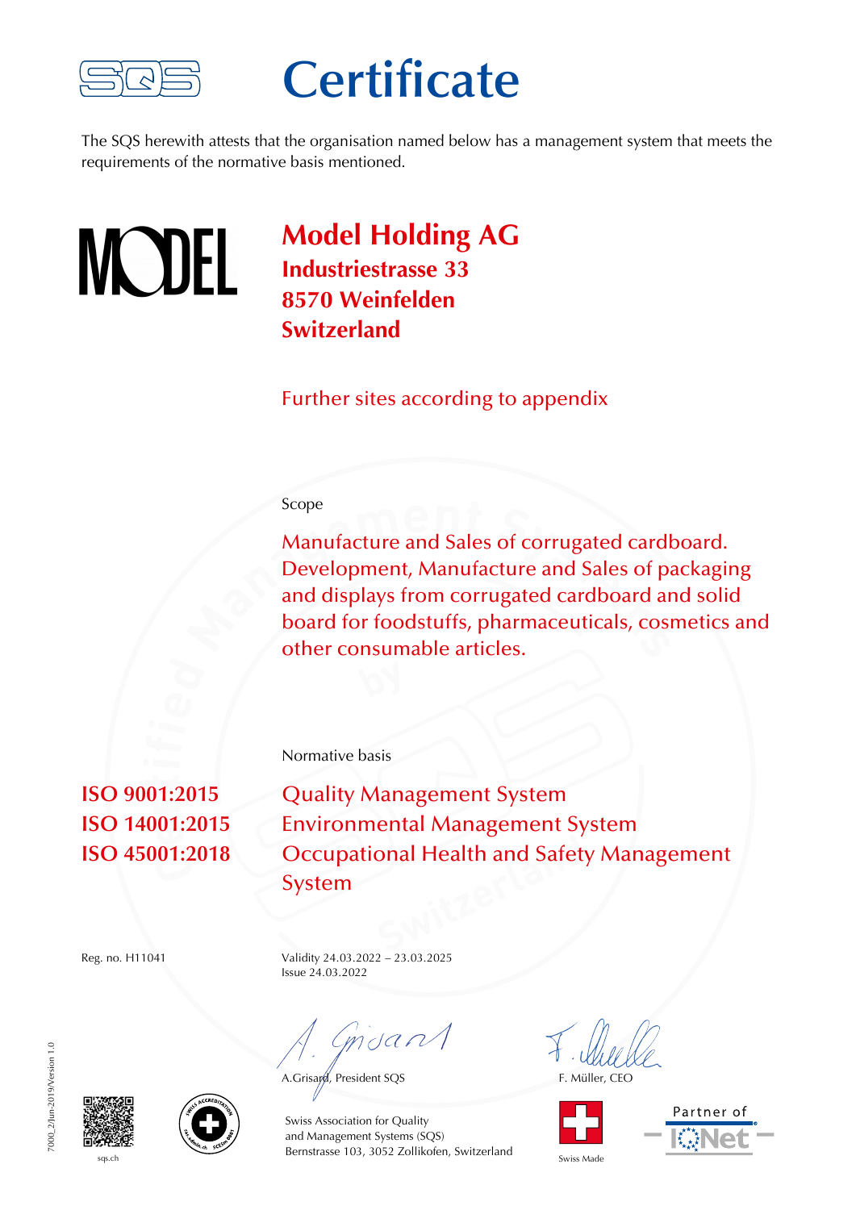# Certificate

The SQS herewith attests that the organisation named below has a management system that meets the requirements of the normative basis mentioned.

## Model Holding AG

**Industriestrasse 33**
**8570 Weinfelden**
**Switzerland**

Further sites according to appendix

Scope

Manufacture and Sales of corrugated cardboard. Development, Manufacture and Sales of packaging and displays from corrugated cardboard and solid board for foodstuffs, pharmaceuticals, cosmetics and other consumable articles.

Normative basis

| | |
|---|---|
| **ISO 9001:2015** | Quality Management System |
| **ISO 14001:2015** | Environmental Management System |
| **ISO 45001:2018** | Occupational Health and Safety Management System |

Reg. no. H11041

Validity 24.03.2022 – 23.03.2025
Issue 24.03.2022

A.Grisard, President SQS

F. Müller, CEO

Swiss Association for Quality
and Management Systems (SQS)
Bernstrasse 103, 3052 Zollikofen, Switzerland

sqs.ch

Swiss Made

Partner of IQNet

7000_2/Jun-2019/Version 1.0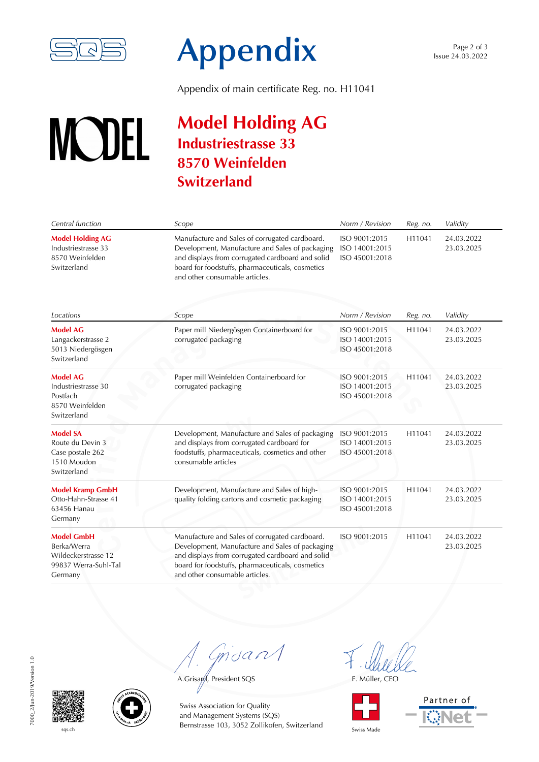# Appendix

Appendix of main certificate Reg. no. H11041

## Model Holding AG
### Industriestrasse 33
### 8570 Weinfelden
### Switzerland

| *Central function* | *Scope* | *Norm / Revision* | *Reg. no.* | *Validity* |
|---|---|---|---|---|
| **Model Holding AG**<br>Industriestrasse 33<br>8570 Weinfelden<br>Switzerland | Manufacture and Sales of corrugated cardboard. Development, Manufacture and Sales of packaging and displays from corrugated cardboard and solid board for foodstuffs, pharmaceuticals, cosmetics and other consumable articles. | ISO 9001:2015<br>ISO 14001:2015<br>ISO 45001:2018 | H11041 | 24.03.2022<br>23.03.2025 |

| *Locations* | *Scope* | *Norm / Revision* | *Reg. no.* | *Validity* |
|---|---|---|---|---|
| **Model AG**<br>Langackerstrasse 2<br>5013 Niedergösgen<br>Switzerland | Paper mill Niedergösgen Containerboard for corrugated packaging | ISO 9001:2015<br>ISO 14001:2015<br>ISO 45001:2018 | H11041 | 24.03.2022<br>23.03.2025 |
| **Model AG**<br>Industriestrasse 30<br>Postfach<br>8570 Weinfelden<br>Switzerland | Paper mill Weinfelden Containerboard for corrugated packaging | ISO 9001:2015<br>ISO 14001:2015<br>ISO 45001:2018 | H11041 | 24.03.2022<br>23.03.2025 |
| **Model SA**<br>Route du Devin 3<br>Case postale 262<br>1510 Moudon<br>Switzerland | Development, Manufacture and Sales of packaging and displays from corrugated cardboard for foodstuffs, pharmaceuticals, cosmetics and other consumable articles | ISO 9001:2015<br>ISO 14001:2015<br>ISO 45001:2018 | H11041 | 24.03.2022<br>23.03.2025 |
| **Model Kramp GmbH**<br>Otto-Hahn-Strasse 41<br>63456 Hanau<br>Germany | Development, Manufacture and Sales of high-quality folding cartons and cosmetic packaging | ISO 9001:2015<br>ISO 14001:2015<br>ISO 45001:2018 | H11041 | 24.03.2022<br>23.03.2025 |
| **Model GmbH**<br>Berka/Werra<br>Wildeckerstrasse 12<br>99837 Werra-Suhl-Tal<br>Germany | Manufacture and Sales of corrugated cardboard. Development, Manufacture and Sales of packaging and displays from corrugated cardboard and solid board for foodstuffs, pharmaceuticals, cosmetics and other consumable articles. | ISO 9001:2015 | H11041 | 24.03.2022<br>23.03.2025 |

A.Grisard, President SQS

F. Müller, CEO

Swiss Association for Quality
and Management Systems (SQS)
Bernstrasse 103, 3052 Zollikofen, Switzerland

sqs.ch

Swiss Made

Partner of IQNet

7000_2/Jun-2019/Version 1.0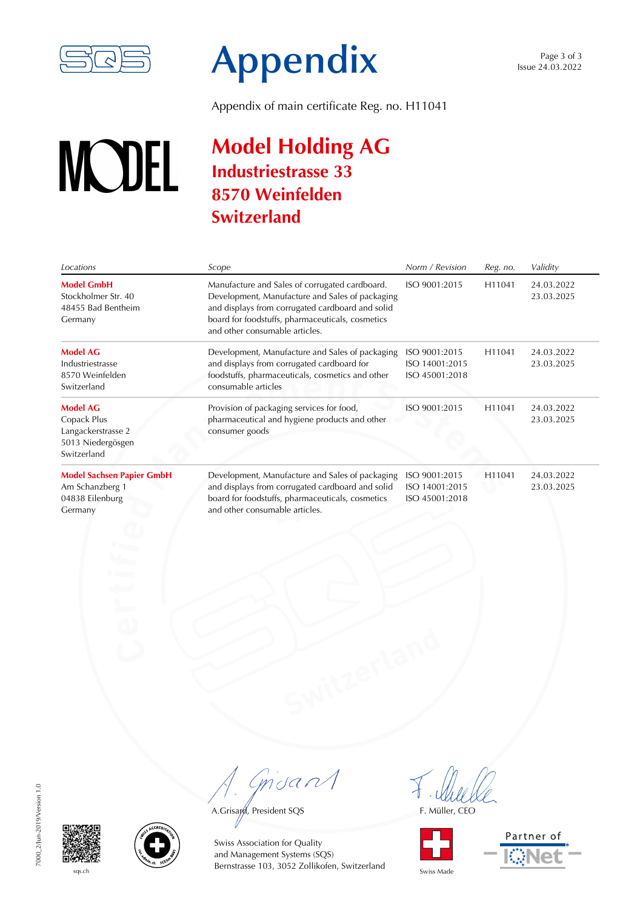# Appendix

Appendix of main certificate Reg. no. H11041

## Model Holding AG
### Industriestrasse 33
### 8570 Weinfelden
### Switzerland

| *Locations* | *Scope* | *Norm / Revision* | *Reg. no.* | *Validity* |
|---|---|---|---|---|
| **Model GmbH** Stockholmer Str. 40 48455 Bad Bentheim Germany | Manufacture and Sales of corrugated cardboard. Development, Manufacture and Sales of packaging and displays from corrugated cardboard and solid board for foodstuffs, pharmaceuticals, cosmetics and other consumable articles. | ISO 9001:2015 | H11041 | 24.03.2022 23.03.2025 |
| **Model AG** Industriestrasse 8570 Weinfelden Switzerland | Development, Manufacture and Sales of packaging and displays from corrugated cardboard for foodstuffs, pharmaceuticals, cosmetics and other consumable articles | ISO 9001:2015 ISO 14001:2015 ISO 45001:2018 | H11041 | 24.03.2022 23.03.2025 |
| **Model AG** Copack Plus Langackerstrasse 2 5013 Niedergösgen Switzerland | Provision of packaging services for food, pharmaceutical and hygiene products and other consumer goods | ISO 9001:2015 | H11041 | 24.03.2022 23.03.2025 |
| **Model Sachsen Papier GmbH** Am Schanzberg 1 04838 Eilenburg Germany | Development, Manufacture and Sales of packaging and displays from corrugated cardboard and solid board for foodstuffs, pharmaceuticals, cosmetics and other consumable articles. | ISO 9001:2015 ISO 14001:2015 ISO 45001:2018 | H11041 | 24.03.2022 23.03.2025 |

A.Grisard, President SQS

F. Müller, CEO

Swiss Association for Quality
and Management Systems (SQS)
Bernstrasse 103, 3052 Zollikofen, Switzerland

sqs.ch

Swiss Made

Partner of IQNet

7000_2/Jun-2019/Version 1.0